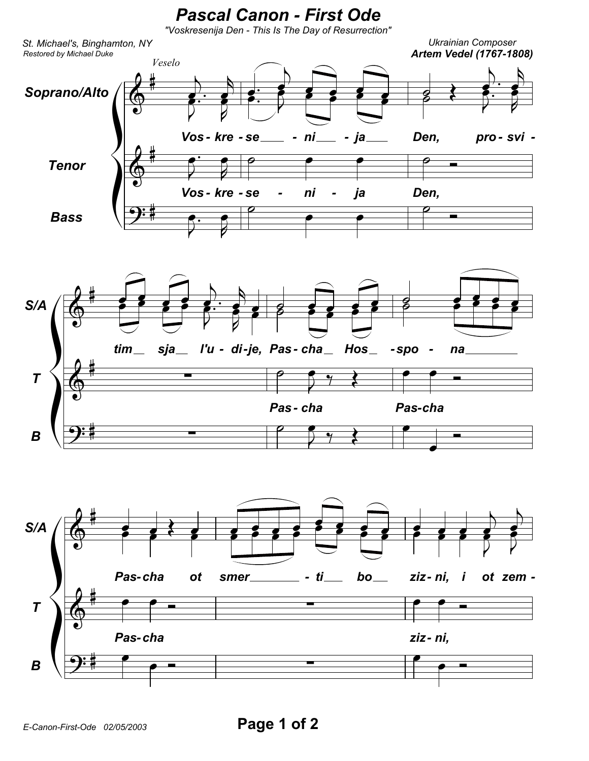# Pascal Canon - First Ode

*"Voskresenija Den - This Is The Day of Resurrection"*

St. Michael's, Binghamton, NY
Restored by Michael Duke

Ukrainian Composer
**Artem Vedel (1767-1808)**

*Veselo*

**Soprano/Alto**: Vos- kre - se - ni - ja Den, pro- svi - tim sja l'u - di-je, Pas- cha Hos - spo - na Pas- cha ot smer - ti bo ziz- ni, i ot zem -

**Tenor**: Vos- kre - se - ni - ja Den, Pas- cha Pas-cha Pas- cha ziz- ni,

**Bass**

E-Canon-First-Ode 02/05/2003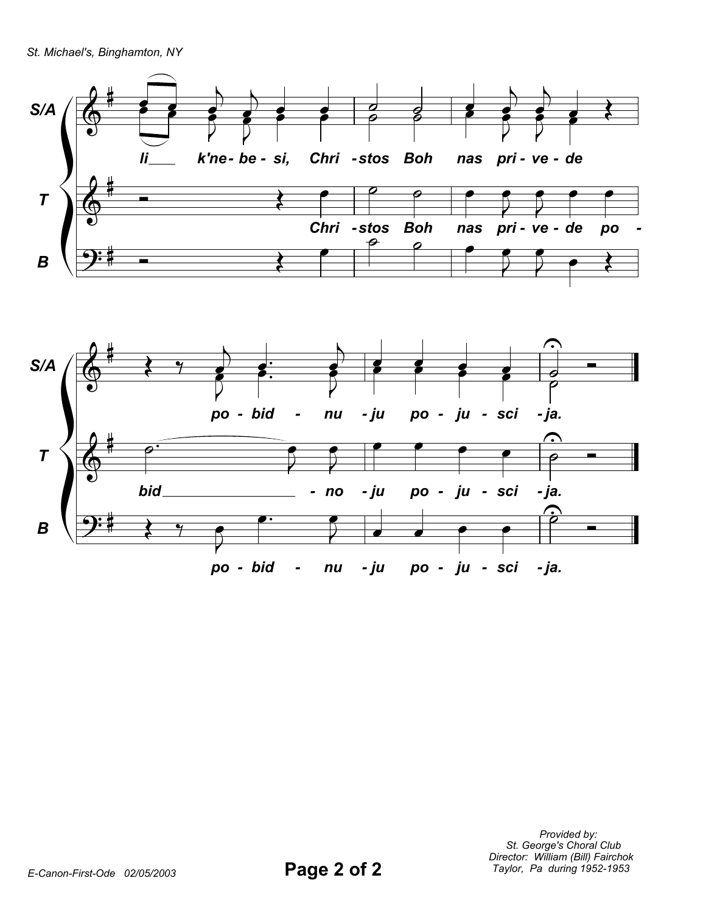St. Michael's, Binghamton, NY

**S/A**

li___ k'ne- be - si, Chri - stos Boh nas pri - ve - de

**T**

Chri - stos Boh nas pri - ve - de po -

**B**

**S/A**

po - bid - nu - ju po - ju - sci - ja.

**T**

bid_________________ - no - ju po - ju - sci - ja.

**B**

po - bid - nu - ju po - ju - sci - ja.

E-Canon-First-Ode 02/05/2003

Provided by:
St. George's Choral Club
Director: William (Bill) Fairchok
Taylor, Pa during 1952-1953